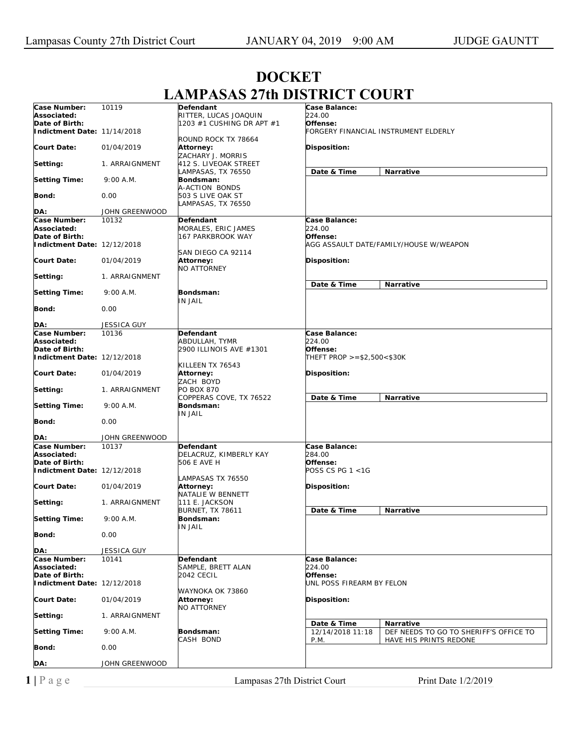# DOCKET

# LAMPASAS 27th DISTRICT COURT

| Case Number: | 10119 | Defendant | Case Balance: |
|---|---|---|---|
| Associated: | | RITTER, LUCAS JOAQUIN | 224.00 |
| Date of Birth: | | 1203 #1 CUSHING DR APT #1 | Offense: |
| Indictment Date: | 11/14/2018 | ROUND ROCK TX 78664 | FORGERY FINANCIAL INSTRUMENT ELDERLY |
| Court Date: | 01/04/2019 | Attorney: ZACHARY J. MORRIS | Disposition: |
| Setting: | 1. ARRAIGNMENT | 412 S. LIVEOAK STREET LAMPASAS, TX 76550 | Date & Time / Narrative |
| Setting Time: | 9:00 A.M. | Bondsman: A-ACTION BONDS | |
| Bond: | 0.00 | 503 S LIVE OAK ST LAMPASAS, TX 76550 | |
| DA: | JOHN GREENWOOD | | |

| Case Number: | 10132 | Defendant | Case Balance: |
|---|---|---|---|
| Associated: | | MORALES, ERIC JAMES | 224.00 |
| Date of Birth: | | 167 PARKBROOK WAY | Offense: |
| Indictment Date: | 12/12/2018 | SAN DIEGO CA 92114 | AGG ASSAULT DATE/FAMILY/HOUSE W/WEAPON |
| Court Date: | 01/04/2019 | Attorney: NO ATTORNEY | Disposition: |
| Setting: | 1. ARRAIGNMENT | | Date & Time / Narrative |
| Setting Time: | 9:00 A.M. | Bondsman: IN JAIL | |
| Bond: | 0.00 | | |
| DA: | JESSICA GUY | | |

| Case Number: | 10136 | Defendant | Case Balance: |
|---|---|---|---|
| Associated: | | ABDULLAH, TYMR | 224.00 |
| Date of Birth: | | 2900 ILLINOIS AVE #1301 | Offense: |
| Indictment Date: | 12/12/2018 | KILLEEN TX 76543 | THEFT PROP >=$2,500<$30K |
| Court Date: | 01/04/2019 | Attorney: ZACH BOYD | Disposition: |
| Setting: | 1. ARRAIGNMENT | PO BOX 870 COPPERAS COVE, TX 76522 | Date & Time / Narrative |
| Setting Time: | 9:00 A.M. | Bondsman: IN JAIL | |
| Bond: | 0.00 | | |
| DA: | JOHN GREENWOOD | | |

| Case Number: | 10137 | Defendant | Case Balance: |
|---|---|---|---|
| Associated: | | DELACRUZ, KIMBERLY KAY | 284.00 |
| Date of Birth: | | 506 E AVE H | Offense: |
| Indictment Date: | 12/12/2018 | LAMPASAS TX 76550 | POSS CS PG 1 <1G |
| Court Date: | 01/04/2019 | Attorney: NATALIE W BENNETT | Disposition: |
| Setting: | 1. ARRAIGNMENT | 111 E. JACKSON BURNET, TX 78611 | Date & Time / Narrative |
| Setting Time: | 9:00 A.M. | Bondsman: IN JAIL | |
| Bond: | 0.00 | | |
| DA: | JESSICA GUY | | |

| Case Number: | 10141 | Defendant | Case Balance: |
|---|---|---|---|
| Associated: | | SAMPLE, BRETT ALAN | 224.00 |
| Date of Birth: | | 2042 CECIL | Offense: |
| Indictment Date: | 12/12/2018 | WAYNOKA OK 73860 | UNL POSS FIREARM BY FELON |
| Court Date: | 01/04/2019 | Attorney: NO ATTORNEY | Disposition: |
| Setting: | 1. ARRAIGNMENT | | Date & Time / Narrative |
| Setting Time: | 9:00 A.M. | Bondsman: CASH BOND | 12/14/2018 11:18 P.M. — DEF NEEDS TO GO TO SHERIFF'S OFFICE TO HAVE HIS PRINTS REDONE |
| Bond: | 0.00 | | |
| DA: | JOHN GREENWOOD | | |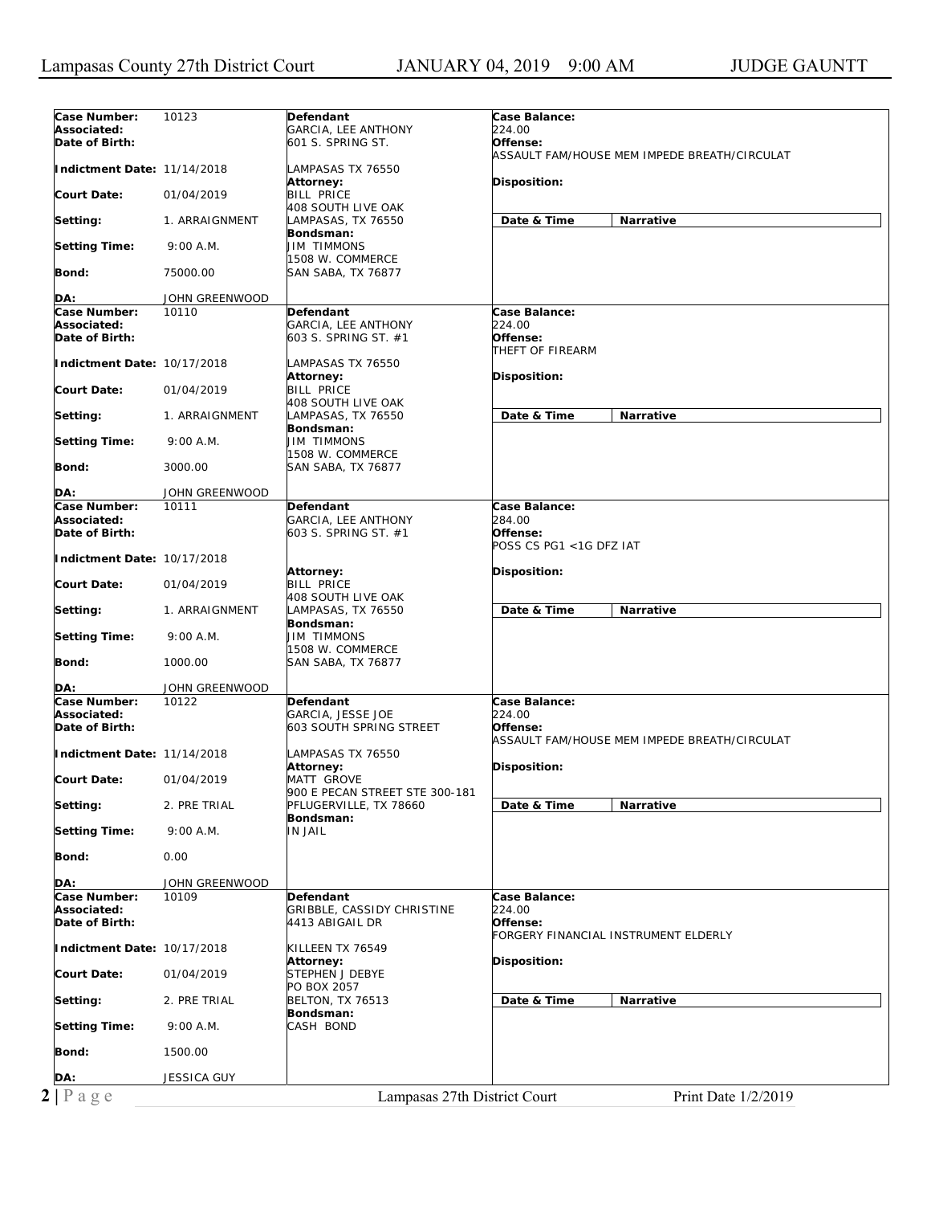| | | | |
|---|---|---|---|
| **Case Number:** 10123<br>**Associated:**<br>**Date of Birth:**<br>**Indictment Date:** 11/14/2018<br>**Court Date:** 01/04/2019<br>**Setting:** 1. ARRAIGNMENT<br>**Setting Time:** 9:00 A.M.<br>**Bond:** 75000.00<br>**DA:** JOHN GREENWOOD | **Defendant**<br>GARCIA, LEE ANTHONY<br>601 S. SPRING ST.<br>LAMPASAS TX 76550<br>**Attorney:**<br>BILL PRICE<br>408 SOUTH LIVE OAK<br>LAMPASAS, TX 76550<br>**Bondsman:**<br>JIM TIMMONS<br>1508 W. COMMERCE<br>SAN SABA, TX 76877 | **Case Balance:**<br>224.00<br>**Offense:**<br>ASSAULT FAM/HOUSE MEM IMPEDE BREATH/CIRCULAT<br>**Disposition:** | **Date & Time** / **Narrative** |
| **Case Number:** 10110<br>**Associated:**<br>**Date of Birth:**<br>**Indictment Date:** 10/17/2018<br>**Court Date:** 01/04/2019<br>**Setting:** 1. ARRAIGNMENT<br>**Setting Time:** 9:00 A.M.<br>**Bond:** 3000.00<br>**DA:** JOHN GREENWOOD | **Defendant**<br>GARCIA, LEE ANTHONY<br>603 S. SPRING ST. #1<br>LAMPASAS TX 76550<br>**Attorney:**<br>BILL PRICE<br>408 SOUTH LIVE OAK<br>LAMPASAS, TX 76550<br>**Bondsman:**<br>JIM TIMMONS<br>1508 W. COMMERCE<br>SAN SABA, TX 76877 | **Case Balance:**<br>224.00<br>**Offense:**<br>THEFT OF FIREARM<br>**Disposition:** | **Date & Time** / **Narrative** |
| **Case Number:** 10111<br>**Associated:**<br>**Date of Birth:**<br>**Indictment Date:** 10/17/2018<br>**Court Date:** 01/04/2019<br>**Setting:** 1. ARRAIGNMENT<br>**Setting Time:** 9:00 A.M.<br>**Bond:** 1000.00<br>**DA:** JOHN GREENWOOD | **Defendant**<br>GARCIA, LEE ANTHONY<br>603 S. SPRING ST. #1<br>**Attorney:**<br>BILL PRICE<br>408 SOUTH LIVE OAK<br>LAMPASAS, TX 76550<br>**Bondsman:**<br>JIM TIMMONS<br>1508 W. COMMERCE<br>SAN SABA, TX 76877 | **Case Balance:**<br>284.00<br>**Offense:**<br>POSS CS PG1 <1G DFZ IAT<br>**Disposition:** | **Date & Time** / **Narrative** |
| **Case Number:** 10122<br>**Associated:**<br>**Date of Birth:**<br>**Indictment Date:** 11/14/2018<br>**Court Date:** 01/04/2019<br>**Setting:** 2. PRE TRIAL<br>**Setting Time:** 9:00 A.M.<br>**Bond:** 0.00<br>**DA:** JOHN GREENWOOD | **Defendant**<br>GARCIA, JESSE JOE<br>603 SOUTH SPRING STREET<br>LAMPASAS TX 76550<br>**Attorney:**<br>MATT GROVE<br>900 E PECAN STREET STE 300-181<br>PFLUGERVILLE, TX 78660<br>**Bondsman:**<br>IN JAIL | **Case Balance:**<br>224.00<br>**Offense:**<br>ASSAULT FAM/HOUSE MEM IMPEDE BREATH/CIRCULAT<br>**Disposition:** | **Date & Time** / **Narrative** |
| **Case Number:** 10109<br>**Associated:**<br>**Date of Birth:**<br>**Indictment Date:** 10/17/2018<br>**Court Date:** 01/04/2019<br>**Setting:** 2. PRE TRIAL<br>**Setting Time:** 9:00 A.M.<br>**Bond:** 1500.00<br>**DA:** JESSICA GUY | **Defendant**<br>GRIBBLE, CASSIDY CHRISTINE<br>4413 ABIGAIL DR<br>KILLEEN TX 76549<br>**Attorney:**<br>STEPHEN J DEBYE<br>PO BOX 2057<br>BELTON, TX 76513<br>**Bondsman:**<br>CASH BOND | **Case Balance:**<br>224.00<br>**Offense:**<br>FORGERY FINANCIAL INSTRUMENT ELDERLY<br>**Disposition:** | **Date & Time** / **Narrative** |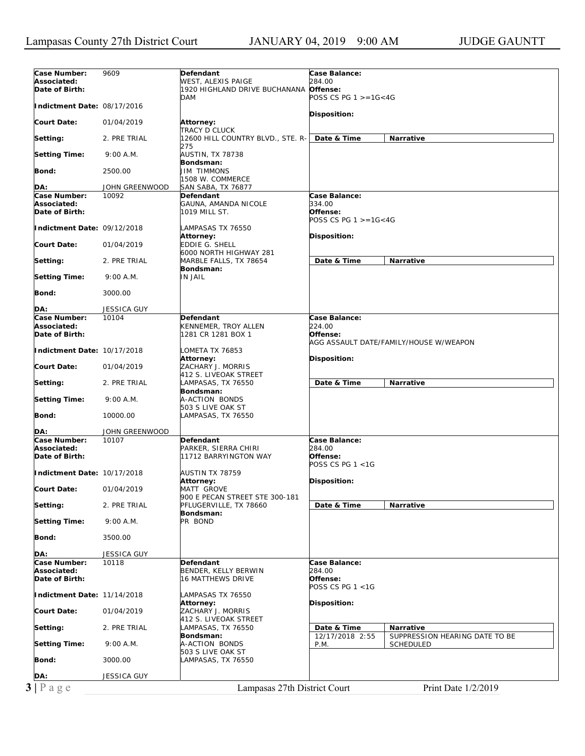| Case Number: | 9609 | Defendant | Case Balance: | |
|---|---|---|---|---|
| Associated: | | WEST, ALEXIS PAIGE | 284.00 | |
| Date of Birth: | | 1920 HIGHLAND DRIVE BUCHANANA DAM | Offense: | |
| Indictment Date: | 08/17/2016 | | POSS CS PG 1 >=1G<4G | |
| Court Date: | 01/04/2019 | Attorney: | Disposition: | |
| Setting: | 2. PRE TRIAL | TRACY D CLUCK | | |
| Setting Time: | 9:00 A.M. | 12600 HILL COUNTRY BLVD., STE. R-275 | Date & Time | Narrative |
| Bond: | 2500.00 | AUSTIN, TX 78738 | | |
| | | Bondsman: | | |
| | | JIM TIMMONS | | |
| | | 1508 W. COMMERCE | | |
| DA: | JOHN GREENWOOD | SAN SABA, TX 76877 | | |

| Case Number: | 10092 | Defendant | Case Balance: | |
|---|---|---|---|---|
| Associated: | | GAUNA, AMANDA NICOLE | 334.00 | |
| Date of Birth: | | 1019 MILL ST. | Offense: | |
| Indictment Date: | 09/12/2018 | LAMPASAS TX 76550 | POSS CS PG 1 >=1G<4G | |
| Court Date: | 01/04/2019 | Attorney: | Disposition: | |
| | | EDDIE G. SHELL | | |
| | | 6000 NORTH HIGHWAY 281 | | |
| Setting: | 2. PRE TRIAL | MARBLE FALLS, TX 78654 | Date & Time | Narrative |
| Setting Time: | 9:00 A.M. | Bondsman: | | |
| | | IN JAIL | | |
| Bond: | 3000.00 | | | |
| DA: | JESSICA GUY | | | |

| Case Number: | 10104 | Defendant | Case Balance: | |
|---|---|---|---|---|
| Associated: | | KENNEMER, TROY ALLEN | 224.00 | |
| Date of Birth: | | 1281 CR 1281 BOX 1 | Offense: | |
| Indictment Date: | 10/17/2018 | LOMETA TX 76853 | AGG ASSAULT DATE/FAMILY/HOUSE W/WEAPON | |
| Court Date: | 01/04/2019 | Attorney: | Disposition: | |
| | | ZACHARY J. MORRIS | | |
| | | 412 S. LIVEOAK STREET | | |
| Setting: | 2. PRE TRIAL | LAMPASAS, TX 76550 | Date & Time | Narrative |
| Setting Time: | 9:00 A.M. | Bondsman: | | |
| | | A-ACTION BONDS | | |
| | | 503 S LIVE OAK ST | | |
| Bond: | 10000.00 | LAMPASAS, TX 76550 | | |
| DA: | JOHN GREENWOOD | | | |

| Case Number: | 10107 | Defendant | Case Balance: | |
|---|---|---|---|---|
| Associated: | | PARKER, SIERRA CHIRI | 284.00 | |
| Date of Birth: | | 11712 BARRYINGTON WAY | Offense: | |
| Indictment Date: | 10/17/2018 | AUSTIN TX 78759 | POSS CS PG 1 <1G | |
| Court Date: | 01/04/2019 | Attorney: | Disposition: | |
| | | MATT GROVE | | |
| | | 900 E PECAN STREET STE 300-181 | | |
| Setting: | 2. PRE TRIAL | PFLUGERVILLE, TX 78660 | Date & Time | Narrative |
| Setting Time: | 9:00 A.M. | Bondsman: | | |
| | | PR BOND | | |
| Bond: | 3500.00 | | | |
| DA: | JESSICA GUY | | | |

| Case Number: | 10118 | Defendant | Case Balance: | |
|---|---|---|---|---|
| Associated: | | BENDER, KELLY BERWIN | 284.00 | |
| Date of Birth: | | 16 MATTHEWS DRIVE | Offense: | |
| Indictment Date: | 11/14/2018 | LAMPASAS TX 76550 | POSS CS PG 1 <1G | |
| Court Date: | 01/04/2019 | Attorney: | Disposition: | |
| | | ZACHARY J. MORRIS | | |
| | | 412 S. LIVEOAK STREET | | |
| Setting: | 2. PRE TRIAL | LAMPASAS, TX 76550 | Date & Time | Narrative |
| Setting Time: | 9:00 A.M. | Bondsman: | 12/17/2018 2:55 P.M. | SUPPRESSION HEARING DATE TO BE SCHEDULED |
| | | A-ACTION BONDS | | |
| | | 503 S LIVE OAK ST | | |
| Bond: | 3000.00 | LAMPASAS, TX 76550 | | |
| DA: | JESSICA GUY | | | |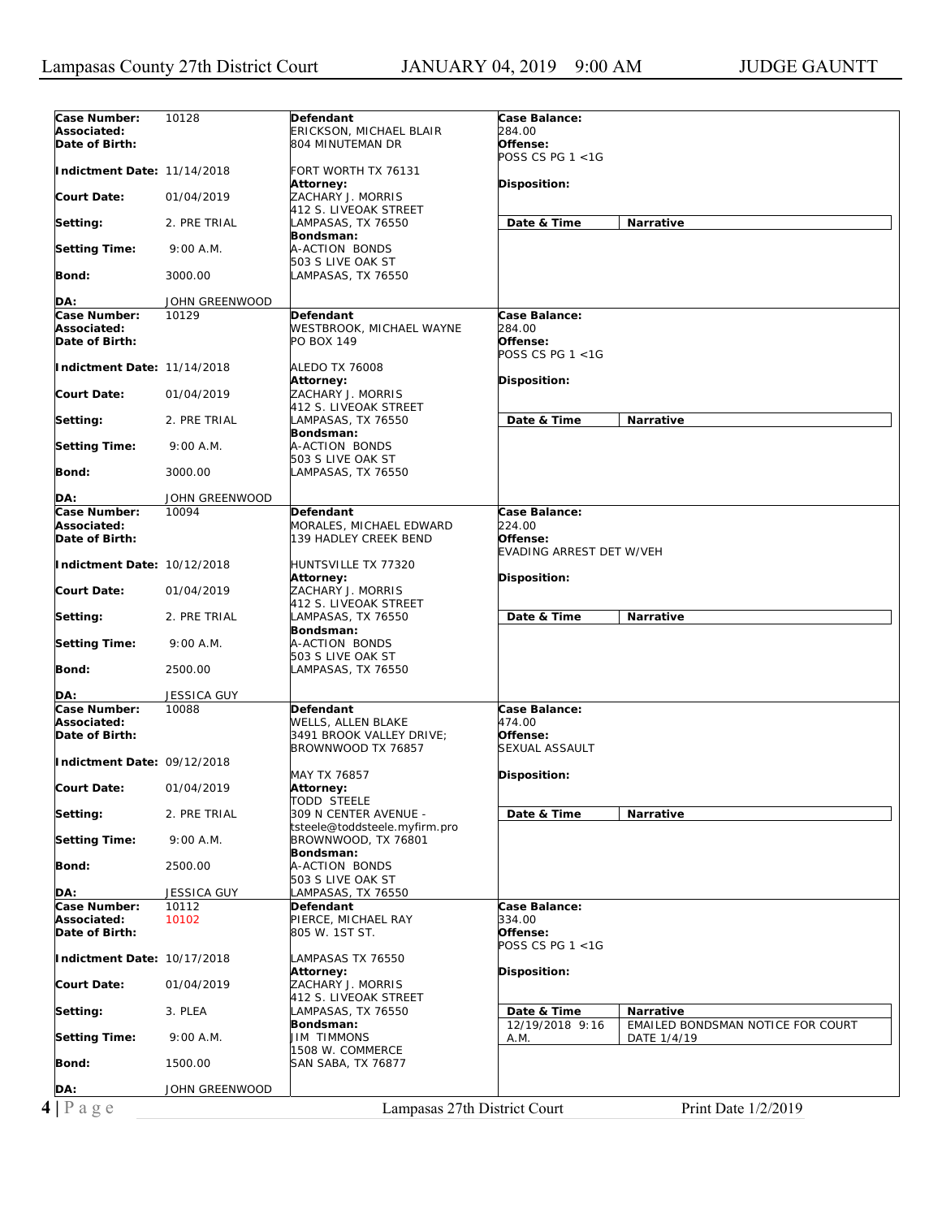| Field | Value | Defendant / Attorney / Bondsman | Case Details |
|---|---|---|---|
| **Case Number:** | 10128 | **Defendant** | **Case Balance:** 284.00 |
| **Associated:** | | ERICKSON, MICHAEL BLAIR<br>804 MINUTEMAN DR<br><br>FORT WORTH TX 76131 | **Offense:** POSS CS PG 1 <1G |
| **Date of Birth:** | | | |
| **Indictment Date:** | 11/14/2018 | | |
| **Court Date:** | 01/04/2019 | **Attorney:**<br>ZACHARY J. MORRIS<br>412 S. LIVEOAK STREET<br>LAMPASAS, TX 76550 | **Disposition:** |
| **Setting:** | 2. PRE TRIAL | | |
| **Setting Time:** | 9:00 A.M. | **Bondsman:**<br>A-ACTION BONDS<br>503 S LIVE OAK ST<br>LAMPASAS, TX 76550 | **Date & Time** / **Narrative** |
| **Bond:** | 3000.00 | | |
| **DA:** | JOHN GREENWOOD | | |

| Field | Value | Defendant / Attorney / Bondsman | Case Details |
|---|---|---|---|
| **Case Number:** | 10129 | **Defendant** | **Case Balance:** 284.00 |
| **Associated:** | | WESTBROOK, MICHAEL WAYNE<br>PO BOX 149<br><br>ALEDO TX 76008 | **Offense:** POSS CS PG 1 <1G |
| **Date of Birth:** | | | |
| **Indictment Date:** | 11/14/2018 | | |
| **Court Date:** | 01/04/2019 | **Attorney:**<br>ZACHARY J. MORRIS<br>412 S. LIVEOAK STREET<br>LAMPASAS, TX 76550 | **Disposition:** |
| **Setting:** | 2. PRE TRIAL | | |
| **Setting Time:** | 9:00 A.M. | **Bondsman:**<br>A-ACTION BONDS<br>503 S LIVE OAK ST<br>LAMPASAS, TX 76550 | **Date & Time** / **Narrative** |
| **Bond:** | 3000.00 | | |
| **DA:** | JOHN GREENWOOD | | |

| Field | Value | Defendant / Attorney / Bondsman | Case Details |
|---|---|---|---|
| **Case Number:** | 10094 | **Defendant** | **Case Balance:** 224.00 |
| **Associated:** | | MORALES, MICHAEL EDWARD<br>139 HADLEY CREEK BEND<br><br>HUNTSVILLE TX 77320 | **Offense:** EVADING ARREST DET W/VEH |
| **Date of Birth:** | | | |
| **Indictment Date:** | 10/12/2018 | | |
| **Court Date:** | 01/04/2019 | **Attorney:**<br>ZACHARY J. MORRIS<br>412 S. LIVEOAK STREET<br>LAMPASAS, TX 76550 | **Disposition:** |
| **Setting:** | 2. PRE TRIAL | | |
| **Setting Time:** | 9:00 A.M. | **Bondsman:**<br>A-ACTION BONDS<br>503 S LIVE OAK ST<br>LAMPASAS, TX 76550 | **Date & Time** / **Narrative** |
| **Bond:** | 2500.00 | | |
| **DA:** | JESSICA GUY | | |

| Field | Value | Defendant / Attorney / Bondsman | Case Details |
|---|---|---|---|
| **Case Number:** | 10088 | **Defendant** | **Case Balance:** 474.00 |
| **Associated:** | | WELLS, ALLEN BLAKE<br>3491 BROOK VALLEY DRIVE;<br>BROWNWOOD TX 76857<br><br>MAY TX 76857 | **Offense:** SEXUAL ASSAULT |
| **Date of Birth:** | | | |
| **Indictment Date:** | 09/12/2018 | | |
| **Court Date:** | 01/04/2019 | **Attorney:**<br>TODD STEELE<br>309 N CENTER AVENUE -<br>tsteele@toddsteele.myfirm.pro<br>BROWNWOOD, TX 76801 | **Disposition:** |
| **Setting:** | 2. PRE TRIAL | | |
| **Setting Time:** | 9:00 A.M. | **Bondsman:**<br>A-ACTION BONDS<br>503 S LIVE OAK ST<br>LAMPASAS, TX 76550 | **Date & Time** / **Narrative** |
| **Bond:** | 2500.00 | | |
| **DA:** | JESSICA GUY | | |

| Field | Value | Defendant / Attorney / Bondsman | Case Details |
|---|---|---|---|
| **Case Number:** | 10112 | **Defendant** | **Case Balance:** 334.00 |
| **Associated:** | 10102 | PIERCE, MICHAEL RAY<br>805 W. 1ST ST.<br><br>LAMPASAS TX 76550 | **Offense:** POSS CS PG 1 <1G |
| **Date of Birth:** | | | |
| **Indictment Date:** | 10/17/2018 | | |
| **Court Date:** | 01/04/2019 | **Attorney:**<br>ZACHARY J. MORRIS<br>412 S. LIVEOAK STREET<br>LAMPASAS, TX 76550 | **Disposition:** |
| **Setting:** | 3. PLEA | | |
| **Setting Time:** | 9:00 A.M. | **Bondsman:**<br>JIM TIMMONS<br>1508 W. COMMERCE<br>SAN SABA, TX 76877 | **Date & Time** / **Narrative**<br>12/19/2018 9:16 A.M. — EMAILED BONDSMAN NOTICE FOR COURT DATE 1/4/19 |
| **Bond:** | 1500.00 | | |
| **DA:** | JOHN GREENWOOD | | |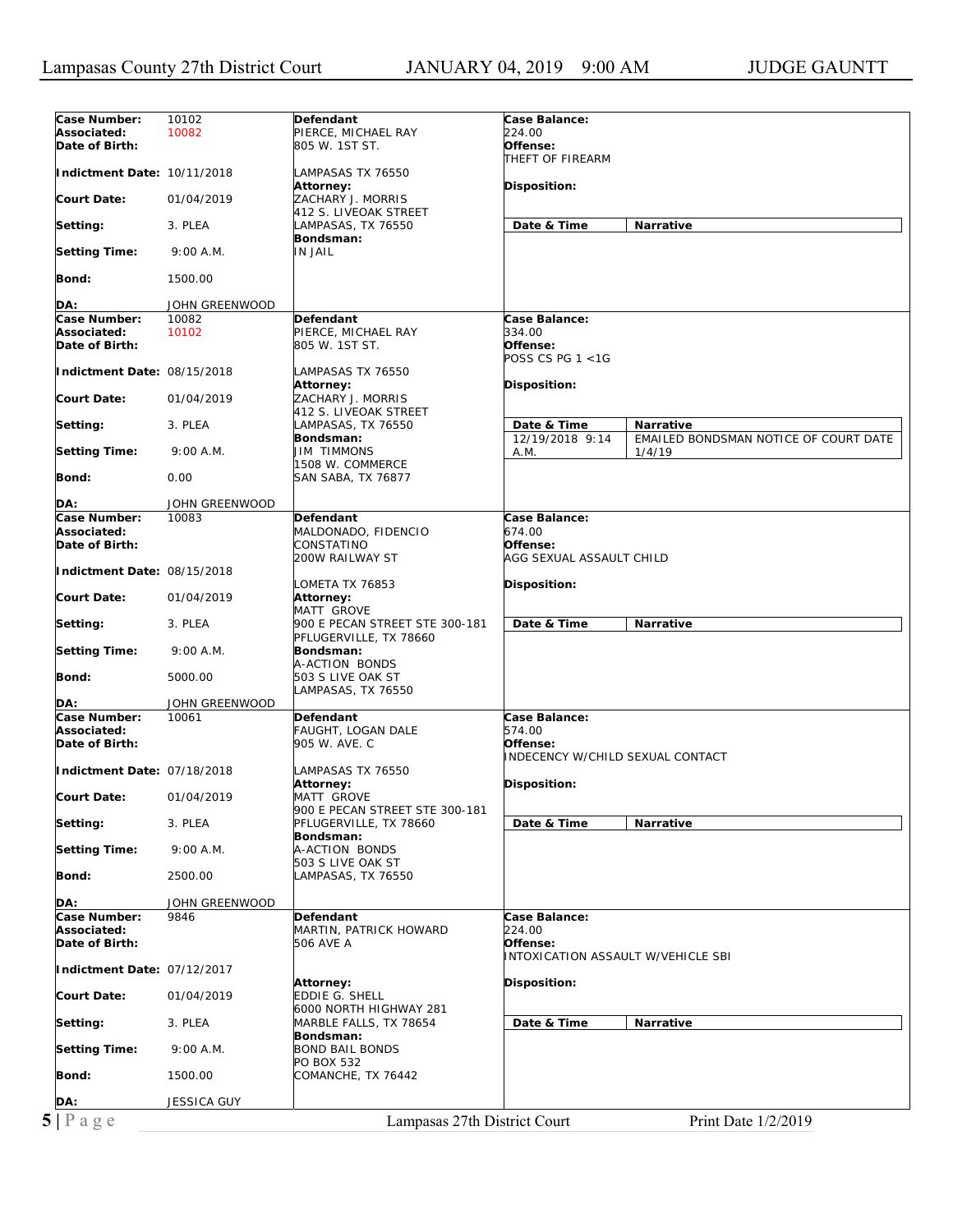| | | | |
|---|---|---|---|
| **Case Number:** 10102<br>**Associated:** 10082<br>**Date of Birth:**<br>**Indictment Date:** 10/11/2018<br>**Court Date:** 01/04/2019<br>**Setting:** 3. PLEA<br>**Setting Time:** 9:00 A.M.<br>**Bond:** 1500.00<br>**DA:** JOHN GREENWOOD | **Defendant**<br>PIERCE, MICHAEL RAY<br>805 W. 1ST ST.<br>LAMPASAS TX 76550<br>**Attorney:**<br>ZACHARY J. MORRIS<br>412 S. LIVEOAK STREET<br>LAMPASAS, TX 76550<br>**Bondsman:**<br>IN JAIL | **Case Balance:**<br>224.00<br>**Offense:**<br>THEFT OF FIREARM<br>**Disposition:** | **Date & Time** / **Narrative** |
| **Case Number:** 10082<br>**Associated:** 10102<br>**Date of Birth:**<br>**Indictment Date:** 08/15/2018<br>**Court Date:** 01/04/2019<br>**Setting:** 3. PLEA<br>**Setting Time:** 9:00 A.M.<br>**Bond:** 0.00<br>**DA:** JOHN GREENWOOD | **Defendant**<br>PIERCE, MICHAEL RAY<br>805 W. 1ST ST.<br>LAMPASAS TX 76550<br>**Attorney:**<br>ZACHARY J. MORRIS<br>412 S. LIVEOAK STREET<br>LAMPASAS, TX 76550<br>**Bondsman:**<br>JIM TIMMONS<br>1508 W. COMMERCE<br>SAN SABA, TX 76877 | **Case Balance:**<br>334.00<br>**Offense:**<br>POSS CS PG 1 <1G<br>**Disposition:** | **Date & Time** / **Narrative**<br>12/19/2018 9:14 A.M. — EMAILED BONDSMAN NOTICE OF COURT DATE 1/4/19 |
| **Case Number:** 10083<br>**Associated:**<br>**Date of Birth:**<br>**Indictment Date:** 08/15/2018<br>**Court Date:** 01/04/2019<br>**Setting:** 3. PLEA<br>**Setting Time:** 9:00 A.M.<br>**Bond:** 5000.00<br>**DA:** JOHN GREENWOOD | **Defendant**<br>MALDONADO, FIDENCIO CONSTATINO<br>200W RAILWAY ST<br>LOMETA TX 76853<br>**Attorney:**<br>MATT GROVE<br>900 E PECAN STREET STE 300-181<br>PFLUGERVILLE, TX 78660<br>**Bondsman:**<br>A-ACTION BONDS<br>503 S LIVE OAK ST<br>LAMPASAS, TX 76550 | **Case Balance:**<br>674.00<br>**Offense:**<br>AGG SEXUAL ASSAULT CHILD<br>**Disposition:** | **Date & Time** / **Narrative** |
| **Case Number:** 10061<br>**Associated:**<br>**Date of Birth:**<br>**Indictment Date:** 07/18/2018<br>**Court Date:** 01/04/2019<br>**Setting:** 3. PLEA<br>**Setting Time:** 9:00 A.M.<br>**Bond:** 2500.00<br>**DA:** JOHN GREENWOOD | **Defendant**<br>FAUGHT, LOGAN DALE<br>905 W. AVE. C<br>LAMPASAS TX 76550<br>**Attorney:**<br>MATT GROVE<br>900 E PECAN STREET STE 300-181<br>PFLUGERVILLE, TX 78660<br>**Bondsman:**<br>A-ACTION BONDS<br>503 S LIVE OAK ST<br>LAMPASAS, TX 76550 | **Case Balance:**<br>574.00<br>**Offense:**<br>INDECENCY W/CHILD SEXUAL CONTACT<br>**Disposition:** | **Date & Time** / **Narrative** |
| **Case Number:** 9846<br>**Associated:**<br>**Date of Birth:**<br>**Indictment Date:** 07/12/2017<br>**Court Date:** 01/04/2019<br>**Setting:** 3. PLEA<br>**Setting Time:** 9:00 A.M.<br>**Bond:** 1500.00<br>**DA:** JESSICA GUY | **Defendant**<br>MARTIN, PATRICK HOWARD<br>506 AVE A<br>**Attorney:**<br>EDDIE G. SHELL<br>6000 NORTH HIGHWAY 281<br>MARBLE FALLS, TX 78654<br>**Bondsman:**<br>BOND BAIL BONDS<br>PO BOX 532<br>COMANCHE, TX 76442 | **Case Balance:**<br>224.00<br>**Offense:**<br>INTOXICATION ASSAULT W/VEHICLE SBI<br>**Disposition:** | **Date & Time** / **Narrative** |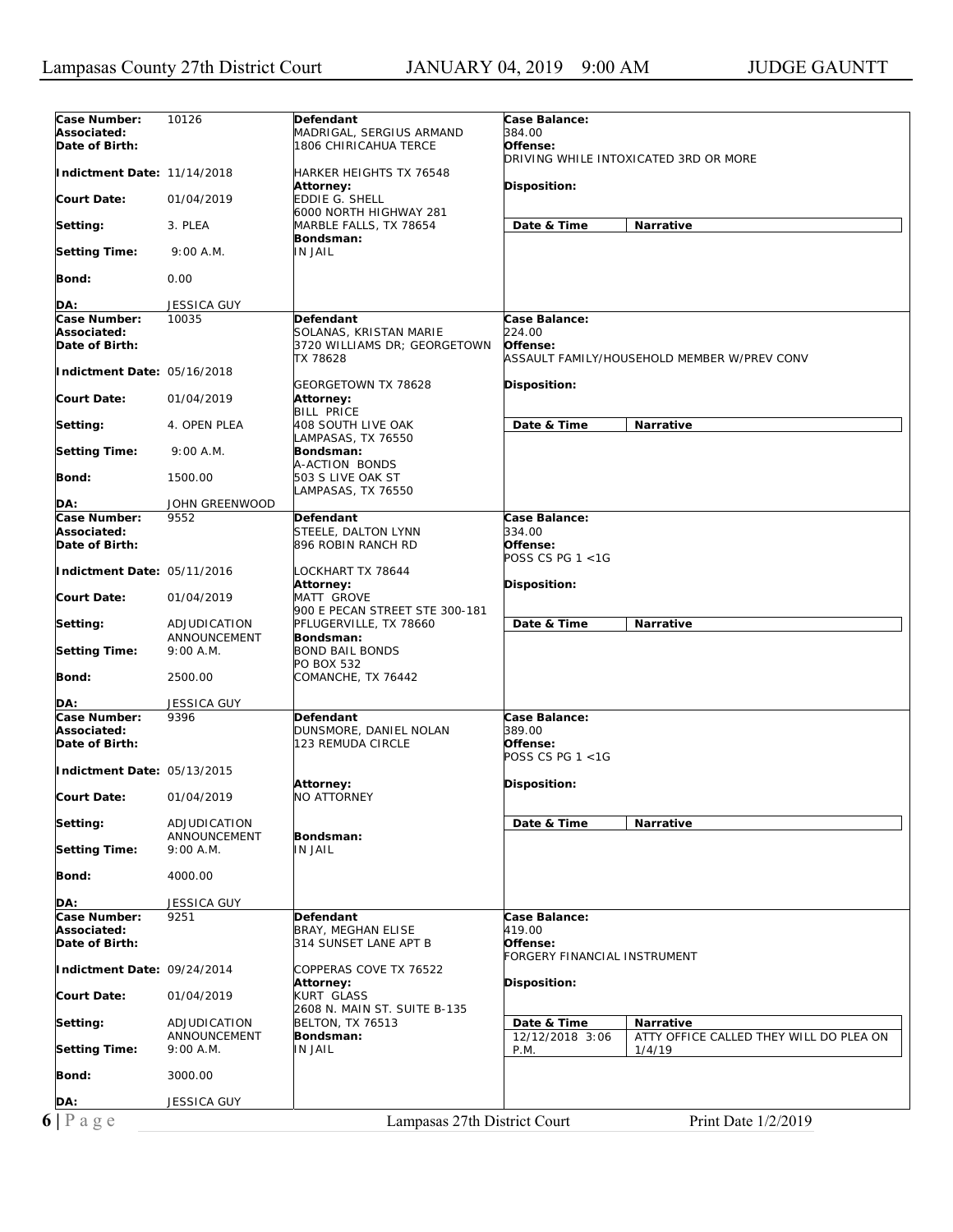| Case Number: | 10126 | Defendant | Case Balance: |
|---|---|---|---|
| Associated: | | MADRIGAL, SERGIUS ARMAND | 384.00 |
| Date of Birth: | | 1806 CHIRICAHUA TERCE | Offense: DRIVING WHILE INTOXICATED 3RD OR MORE |
| Indictment Date: | 11/14/2018 | HARKER HEIGHTS TX 76548 | |
| Court Date: | 01/04/2019 | Attorney: EDDIE G. SHELL, 6000 NORTH HIGHWAY 281, MARBLE FALLS, TX 78654 | Disposition: |
| Setting: | 3. PLEA | | Date & Time / Narrative |
| Setting Time: | 9:00 A.M. | Bondsman: IN JAIL | |
| Bond: | 0.00 | | |
| DA: | JESSICA GUY | | |

| Case Number: | 10035 | Defendant | Case Balance: |
|---|---|---|---|
| Associated: | | SOLANAS, KRISTAN MARIE | 224.00 |
| Date of Birth: | | 3720 WILLIAMS DR; GEORGETOWN TX 78628 | Offense: ASSAULT FAMILY/HOUSEHOLD MEMBER W/PREV CONV |
| Indictment Date: | 05/16/2018 | GEORGETOWN TX 78628 | |
| Court Date: | 01/04/2019 | Attorney: BILL PRICE, 408 SOUTH LIVE OAK, LAMPASAS, TX 76550 | Disposition: |
| Setting: | 4. OPEN PLEA | | Date & Time / Narrative |
| Setting Time: | 9:00 A.M. | Bondsman: A-ACTION BONDS, 503 S LIVE OAK ST, LAMPASAS, TX 76550 | |
| Bond: | 1500.00 | | |
| DA: | JOHN GREENWOOD | | |

| Case Number: | 9552 | Defendant | Case Balance: |
|---|---|---|---|
| Associated: | | STEELE, DALTON LYNN | 334.00 |
| Date of Birth: | | 896 ROBIN RANCH RD | Offense: POSS CS PG 1 <1G |
| Indictment Date: | 05/11/2016 | LOCKHART TX 78644 | |
| Court Date: | 01/04/2019 | Attorney: MATT GROVE, 900 E PECAN STREET STE 300-181, PFLUGERVILLE, TX 78660 | Disposition: |
| Setting: | ADJUDICATION ANNOUNCEMENT | | Date & Time / Narrative |
| Setting Time: | 9:00 A.M. | Bondsman: BOND BAIL BONDS, PO BOX 532, COMANCHE, TX 76442 | |
| Bond: | 2500.00 | | |
| DA: | JESSICA GUY | | |

| Case Number: | 9396 | Defendant | Case Balance: |
|---|---|---|---|
| Associated: | | DUNSMORE, DANIEL NOLAN | 389.00 |
| Date of Birth: | | 123 REMUDA CIRCLE | Offense: POSS CS PG 1 <1G |
| Indictment Date: | 05/13/2015 | | |
| Court Date: | 01/04/2019 | Attorney: NO ATTORNEY | Disposition: |
| Setting: | ADJUDICATION ANNOUNCEMENT | | Date & Time / Narrative |
| Setting Time: | 9:00 A.M. | Bondsman: IN JAIL | |
| Bond: | 4000.00 | | |
| DA: | JESSICA GUY | | |

| Case Number: | 9251 | Defendant | Case Balance: |
|---|---|---|---|
| Associated: | | BRAY, MEGHAN ELISE | 419.00 |
| Date of Birth: | | 314 SUNSET LANE APT B | Offense: FORGERY FINANCIAL INSTRUMENT |
| Indictment Date: | 09/24/2014 | COPPERAS COVE TX 76522 | |
| Court Date: | 01/04/2019 | Attorney: KURT GLASS, 2608 N. MAIN ST. SUITE B-135, BELTON, TX 76513 | Disposition: |
| Setting: | ADJUDICATION ANNOUNCEMENT | | Date & Time: 12/12/2018 3:06 P.M. / Narrative: ATTY OFFICE CALLED THEY WILL DO PLEA ON 1/4/19 |
| Setting Time: | 9:00 A.M. | Bondsman: IN JAIL | |
| Bond: | 3000.00 | | |
| DA: | JESSICA GUY | | |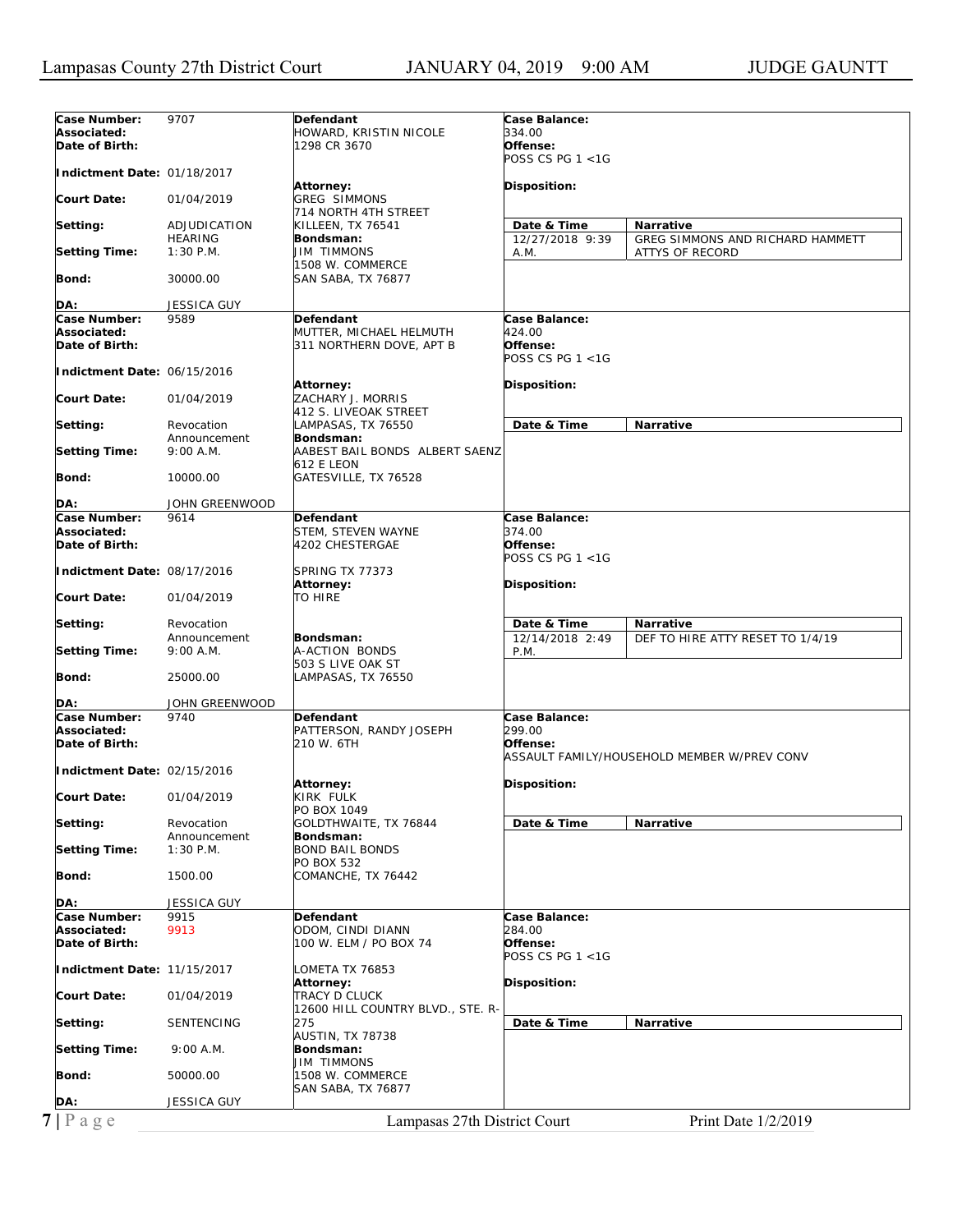| | | | |
|---|---|---|---|
| **Case Number:** | 9707 | **Defendant** | **Case Balance:** |
| **Associated:** | | HOWARD, KRISTIN NICOLE | 334.00 |
| **Date of Birth:** | | 1298 CR 3670 | **Offense:** POSS CS PG 1 <1G |
| **Indictment Date:** | 01/18/2017 | | |
| **Court Date:** | 01/04/2019 | **Attorney:** GREG SIMMONS 714 NORTH 4TH STREET KILLEEN, TX 76541 | **Disposition:** |
| **Setting:** | ADJUDICATION HEARING | **Bondsman:** JIM TIMMONS 1508 W. COMMERCE SAN SABA, TX 76877 | |
| **Setting Time:** | 1:30 P.M. | | |
| **Bond:** | 30000.00 | | |
| **DA:** | JESSICA GUY | | |

| Date & Time | Narrative |
|---|---|
| 12/27/2018 9:39 A.M. | GREG SIMMONS AND RICHARD HAMMETT ATTYS OF RECORD |

| | | | |
|---|---|---|---|
| **Case Number:** | 9589 | **Defendant** | **Case Balance:** |
| **Associated:** | | MUTTER, MICHAEL HELMUTH | 424.00 |
| **Date of Birth:** | | 311 NORTHERN DOVE, APT B | **Offense:** POSS CS PG 1 <1G |
| **Indictment Date:** | 06/15/2016 | | |
| **Court Date:** | 01/04/2019 | **Attorney:** ZACHARY J. MORRIS 412 S. LIVEOAK STREET LAMPASAS, TX 76550 | **Disposition:** |
| **Setting:** | Revocation Announcement | **Bondsman:** AABEST BAIL BONDS ALBERT SAENZ 612 E LEON GATESVILLE, TX 76528 | |
| **Setting Time:** | 9:00 A.M. | | |
| **Bond:** | 10000.00 | | |
| **DA:** | JOHN GREENWOOD | | |

| Date & Time | Narrative |
|---|---|

| | | | |
|---|---|---|---|
| **Case Number:** | 9614 | **Defendant** | **Case Balance:** |
| **Associated:** | | STEM, STEVEN WAYNE | 374.00 |
| **Date of Birth:** | | 4202 CHESTERGAE SPRING TX 77373 | **Offense:** POSS CS PG 1 <1G |
| **Indictment Date:** | 08/17/2016 | | |
| **Court Date:** | 01/04/2019 | **Attorney:** TO HIRE | **Disposition:** |
| **Setting:** | Revocation Announcement | **Bondsman:** A-ACTION BONDS 503 S LIVE OAK ST LAMPASAS, TX 76550 | |
| **Setting Time:** | 9:00 A.M. | | |
| **Bond:** | 25000.00 | | |
| **DA:** | JOHN GREENWOOD | | |

| Date & Time | Narrative |
|---|---|
| 12/14/2018 2:49 P.M. | DEF TO HIRE ATTY RESET TO 1/4/19 |

| | | | |
|---|---|---|---|
| **Case Number:** | 9740 | **Defendant** | **Case Balance:** |
| **Associated:** | | PATTERSON, RANDY JOSEPH | 299.00 |
| **Date of Birth:** | | 210 W. 6TH | **Offense:** ASSAULT FAMILY/HOUSEHOLD MEMBER W/PREV CONV |
| **Indictment Date:** | 02/15/2016 | | |
| **Court Date:** | 01/04/2019 | **Attorney:** KIRK FULK PO BOX 1049 GOLDTHWAITE, TX 76844 | **Disposition:** |
| **Setting:** | Revocation Announcement | **Bondsman:** BOND BAIL BONDS PO BOX 532 COMANCHE, TX 76442 | |
| **Setting Time:** | 1:30 P.M. | | |
| **Bond:** | 1500.00 | | |
| **DA:** | JESSICA GUY | | |

| Date & Time | Narrative |
|---|---|

| | | | |
|---|---|---|---|
| **Case Number:** | 9915 | **Defendant** | **Case Balance:** |
| **Associated:** | 9913 | ODOM, CINDI DIANN | 284.00 |
| **Date of Birth:** | | 100 W. ELM / PO BOX 74 LOMETA TX 76853 | **Offense:** POSS CS PG 1 <1G |
| **Indictment Date:** | 11/15/2017 | | |
| **Court Date:** | 01/04/2019 | **Attorney:** TRACY D CLUCK 12600 HILL COUNTRY BLVD., STE. R-275 AUSTIN, TX 78738 | **Disposition:** |
| **Setting:** | SENTENCING | **Bondsman:** JIM TIMMONS 1508 W. COMMERCE SAN SABA, TX 76877 | |
| **Setting Time:** | 9:00 A.M. | | |
| **Bond:** | 50000.00 | | |
| **DA:** | JESSICA GUY | | |

| Date & Time | Narrative |
|---|---|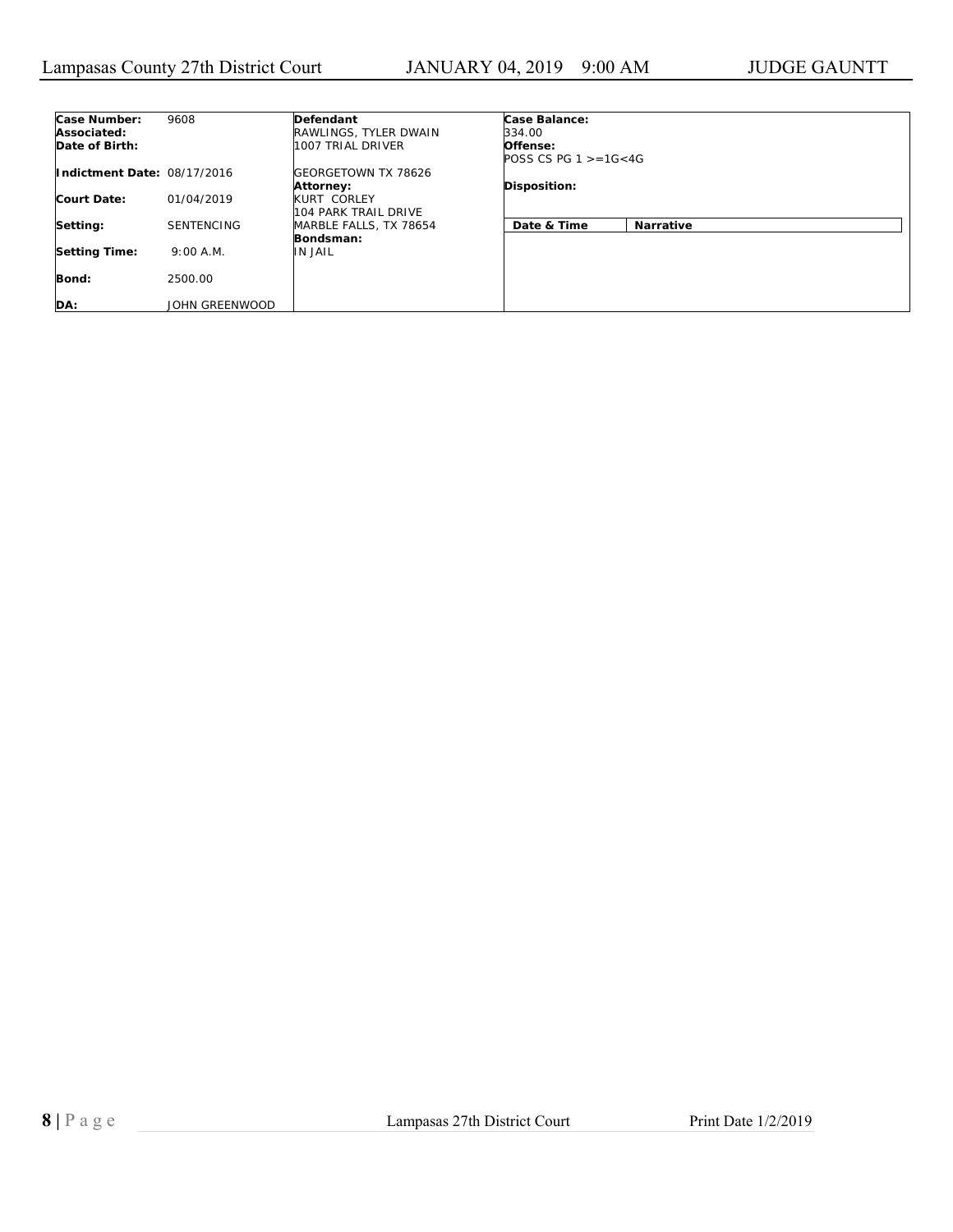| | | | |
|---|---|---|---|
| **Case Number:** | 9608 | **Defendant** | **Case Balance:** |
| **Associated:** | | RAWLINGS, TYLER DWAIN | 334.00 |
| **Date of Birth:** | | 1007 TRIAL DRIVER | **Offense:** |
| | | | POSS CS PG 1 >=1G<4G |
| **Indictment Date:** | 08/17/2016 | GEORGETOWN TX 78626 | |
| **Court Date:** | 01/04/2019 | **Attorney:** | **Disposition:** |
| | | KURT CORLEY | |
| | | 104 PARK TRAIL DRIVE | |
| **Setting:** | SENTENCING | MARBLE FALLS, TX 78654 | |
| **Setting Time:** | 9:00 A.M. | **Bondsman:** | |
| | | IN JAIL | |
| **Bond:** | 2500.00 | | |
| **DA:** | JOHN GREENWOOD | | |

| Date & Time | Narrative |
|---|---|
| | |